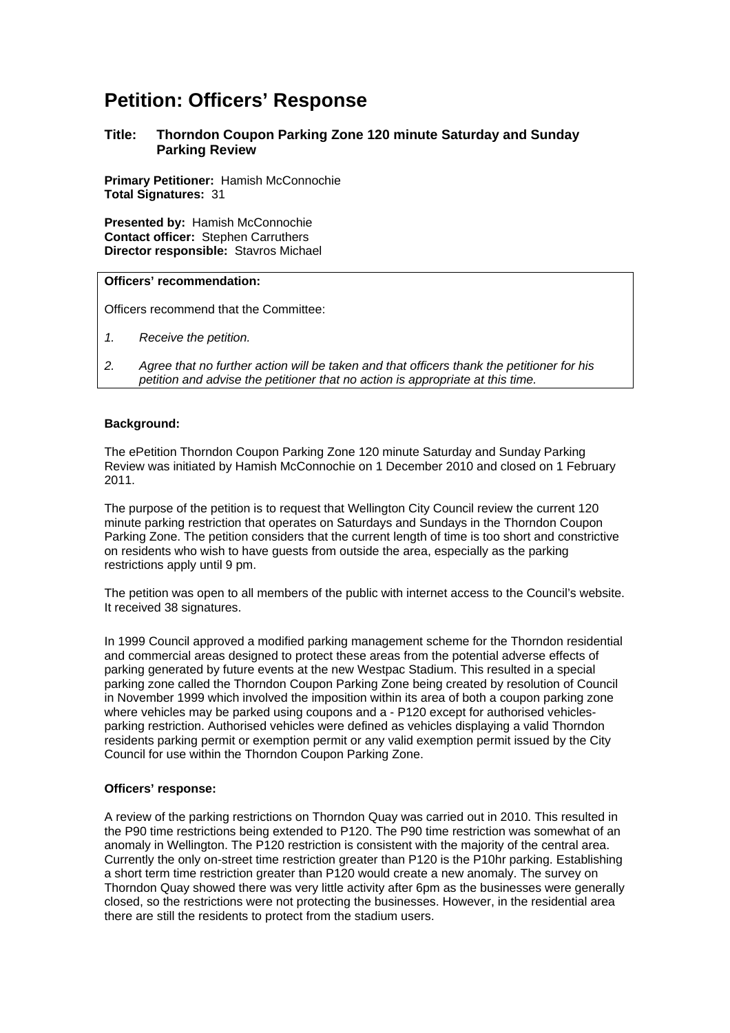# Petition: Officers' Response

### Title: Thorndon Coupon Parking Zone 120 minute Saturday and Sunday Parking Review

**Primary Petitioner:** Hamish McConnochie
**Total Signatures:** 31

**Presented by:** Hamish McConnochie
**Contact officer:** Stephen Carruthers
**Director responsible:** Stavros Michael

**Officers' recommendation:**

Officers recommend that the Committee:

1. *Receive the petition.*
2. *Agree that no further action will be taken and that officers thank the petitioner for his petition and advise the petitioner that no action is appropriate at this time.*

**Background:**

The ePetition Thorndon Coupon Parking Zone 120 minute Saturday and Sunday Parking Review was initiated by Hamish McConnochie on 1 December 2010 and closed on 1 February 2011.

The purpose of the petition is to request that Wellington City Council review the current 120 minute parking restriction that operates on Saturdays and Sundays in the Thorndon Coupon Parking Zone. The petition considers that the current length of time is too short and constrictive on residents who wish to have guests from outside the area, especially as the parking restrictions apply until 9 pm.

The petition was open to all members of the public with internet access to the Council's website. It received 38 signatures.

In 1999 Council approved a modified parking management scheme for the Thorndon residential and commercial areas designed to protect these areas from the potential adverse effects of parking generated by future events at the new Westpac Stadium. This resulted in a special parking zone called the Thorndon Coupon Parking Zone being created by resolution of Council in November 1999 which involved the imposition within its area of both a coupon parking zone where vehicles may be parked using coupons and a - P120 except for authorised vehicles- parking restriction. Authorised vehicles were defined as vehicles displaying a valid Thorndon residents parking permit or exemption permit or any valid exemption permit issued by the City Council for use within the Thorndon Coupon Parking Zone.

**Officers' response:**

A review of the parking restrictions on Thorndon Quay was carried out in 2010. This resulted in the P90 time restrictions being extended to P120. The P90 time restriction was somewhat of an anomaly in Wellington. The P120 restriction is consistent with the majority of the central area. Currently the only on-street time restriction greater than P120 is the P10hr parking. Establishing a short term time restriction greater than P120 would create a new anomaly. The survey on Thorndon Quay showed there was very little activity after 6pm as the businesses were generally closed, so the restrictions were not protecting the businesses. However, in the residential area there are still the residents to protect from the stadium users.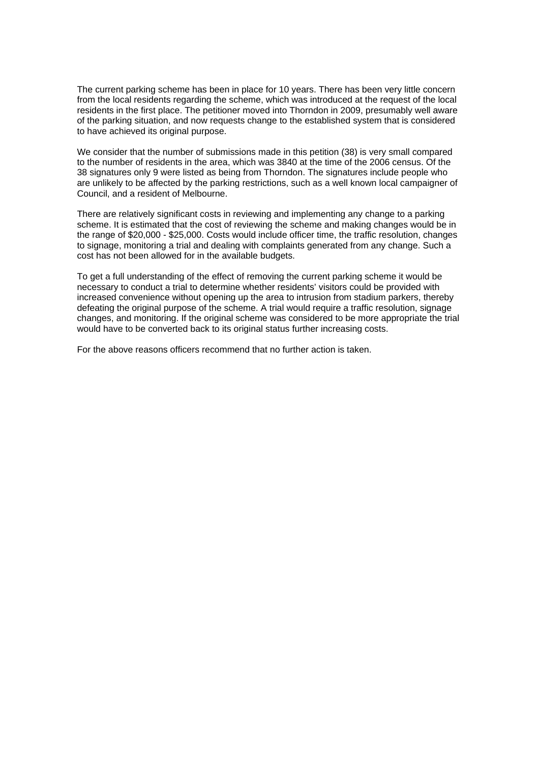The current parking scheme has been in place for 10 years. There has been very little concern from the local residents regarding the scheme, which was introduced at the request of the local residents in the first place. The petitioner moved into Thorndon in 2009, presumably well aware of the parking situation, and now requests change to the established system that is considered to have achieved its original purpose.

We consider that the number of submissions made in this petition (38) is very small compared to the number of residents in the area, which was 3840 at the time of the 2006 census. Of the 38 signatures only 9 were listed as being from Thorndon. The signatures include people who are unlikely to be affected by the parking restrictions, such as a well known local campaigner of Council, and a resident of Melbourne.

There are relatively significant costs in reviewing and implementing any change to a parking scheme. It is estimated that the cost of reviewing the scheme and making changes would be in the range of $20,000 - $25,000. Costs would include officer time, the traffic resolution, changes to signage, monitoring a trial and dealing with complaints generated from any change. Such a cost has not been allowed for in the available budgets.

To get a full understanding of the effect of removing the current parking scheme it would be necessary to conduct a trial to determine whether residents' visitors could be provided with increased convenience without opening up the area to intrusion from stadium parkers, thereby defeating the original purpose of the scheme. A trial would require a traffic resolution, signage changes, and monitoring. If the original scheme was considered to be more appropriate the trial would have to be converted back to its original status further increasing costs.

For the above reasons officers recommend that no further action is taken.